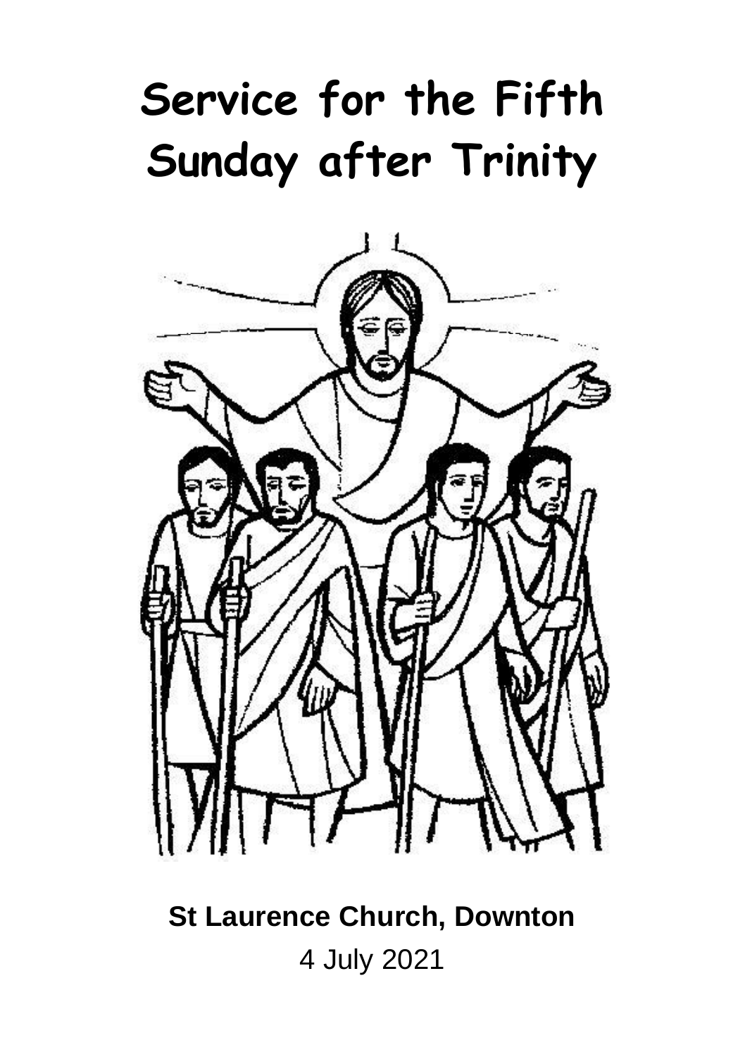# Service for the Fifth Sunday after Trinity

**St Laurence Church, Downton**

4 July 2021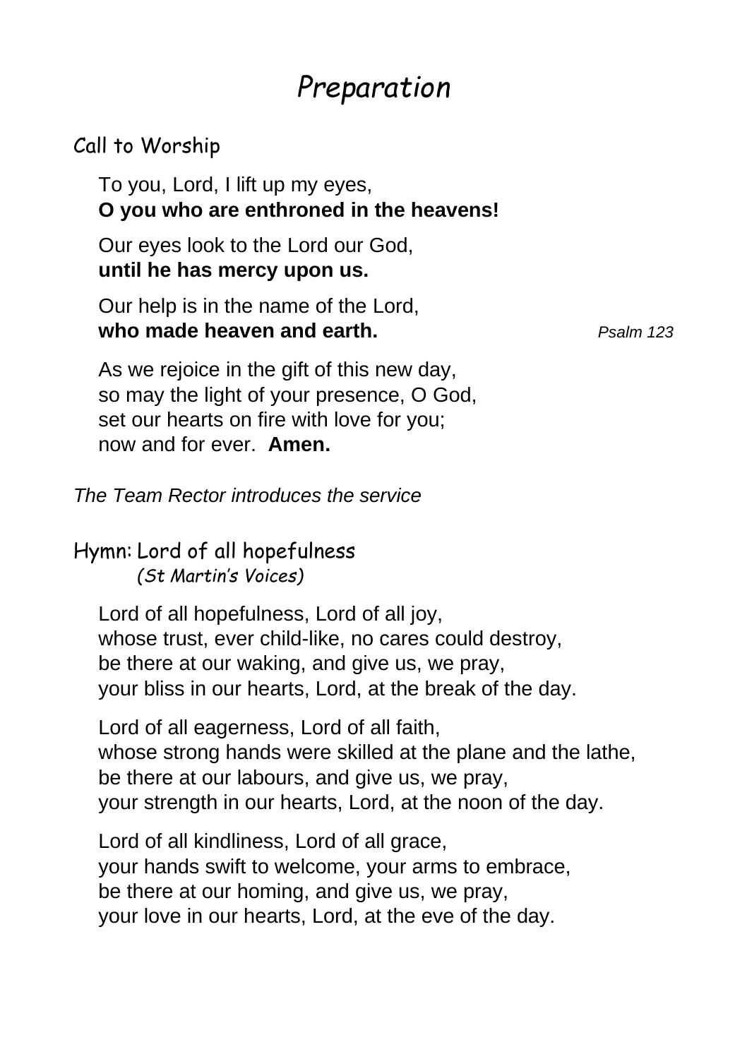# *Preparation*

## Call to Worship

To you, Lord, I lift up my eyes,
**O you who are enthroned in the heavens!**

Our eyes look to the Lord our God,
**until he has mercy upon us.**

Our help is in the name of the Lord,
**who made heaven and earth.** *Psalm 123*

As we rejoice in the gift of this new day,
so may the light of your presence, O God,
set our hearts on fire with love for you;
now and for ever. **Amen.**

*The Team Rector introduces the service*

## Hymn: Lord of all hopefulness

*(St Martin's Voices)*

Lord of all hopefulness, Lord of all joy,
whose trust, ever child-like, no cares could destroy,
be there at our waking, and give us, we pray,
your bliss in our hearts, Lord, at the break of the day.

Lord of all eagerness, Lord of all faith,
whose strong hands were skilled at the plane and the lathe,
be there at our labours, and give us, we pray,
your strength in our hearts, Lord, at the noon of the day.

Lord of all kindliness, Lord of all grace,
your hands swift to welcome, your arms to embrace,
be there at our homing, and give us, we pray,
your love in our hearts, Lord, at the eve of the day.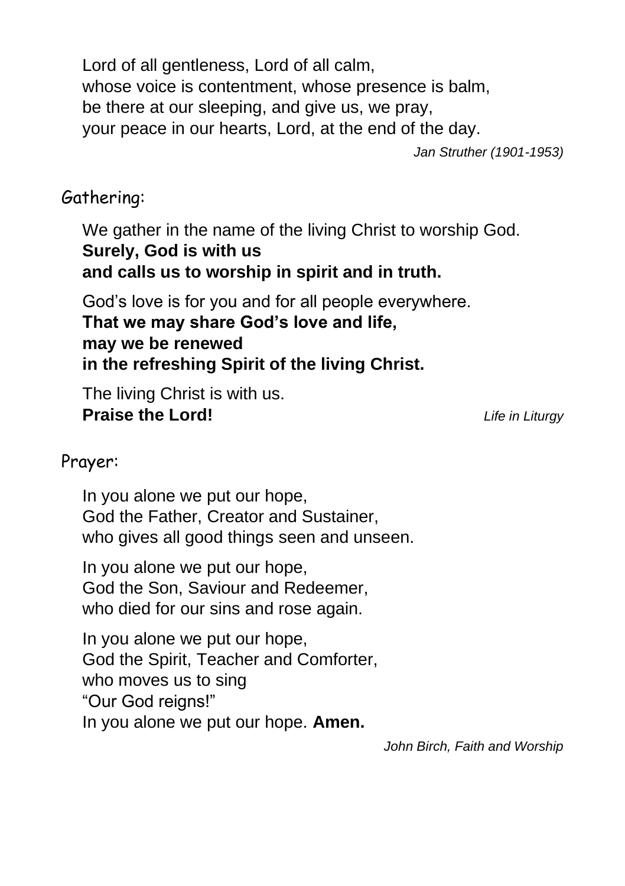Lord of all gentleness, Lord of all calm,
whose voice is contentment, whose presence is balm,
be there at our sleeping, and give us, we pray,
your peace in our hearts, Lord, at the end of the day.

*Jan Struther (1901-1953)*

Gathering:

We gather in the name of the living Christ to worship God.
**Surely, God is with us**
**and calls us to worship in spirit and in truth.**

God's love is for you and for all people everywhere.
**That we may share God's love and life,**
**may we be renewed**
**in the refreshing Spirit of the living Christ.**

The living Christ is with us.
**Praise the Lord!**

*Life in Liturgy*

Prayer:

In you alone we put our hope,
God the Father, Creator and Sustainer,
who gives all good things seen and unseen.

In you alone we put our hope,
God the Son, Saviour and Redeemer,
who died for our sins and rose again.

In you alone we put our hope,
God the Spirit, Teacher and Comforter,
who moves us to sing
"Our God reigns!"
In you alone we put our hope. **Amen.**

*John Birch, Faith and Worship*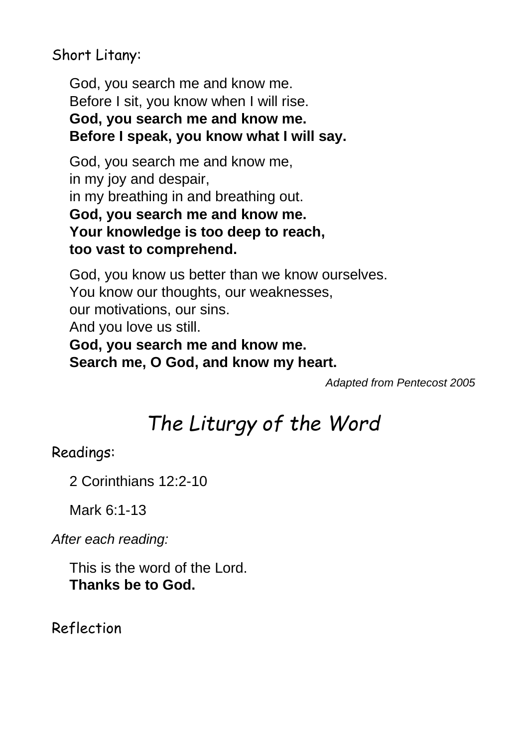Short Litany:

God, you search me and know me.
Before I sit, you know when I will rise.
**God, you search me and know me.**
**Before I speak, you know what I will say.**

God, you search me and know me,
in my joy and despair,
in my breathing in and breathing out.
**God, you search me and know me.**
**Your knowledge is too deep to reach,**
**too vast to comprehend.**

God, you know us better than we know ourselves.
You know our thoughts, our weaknesses,
our motivations, our sins.
And you love us still.
**God, you search me and know me.**
**Search me, O God, and know my heart.**

*Adapted from Pentecost 2005*

# *The Liturgy of the Word*

Readings:

2 Corinthians 12:2-10

Mark 6:1-13

*After each reading:*

This is the word of the Lord.
**Thanks be to God.**

Reflection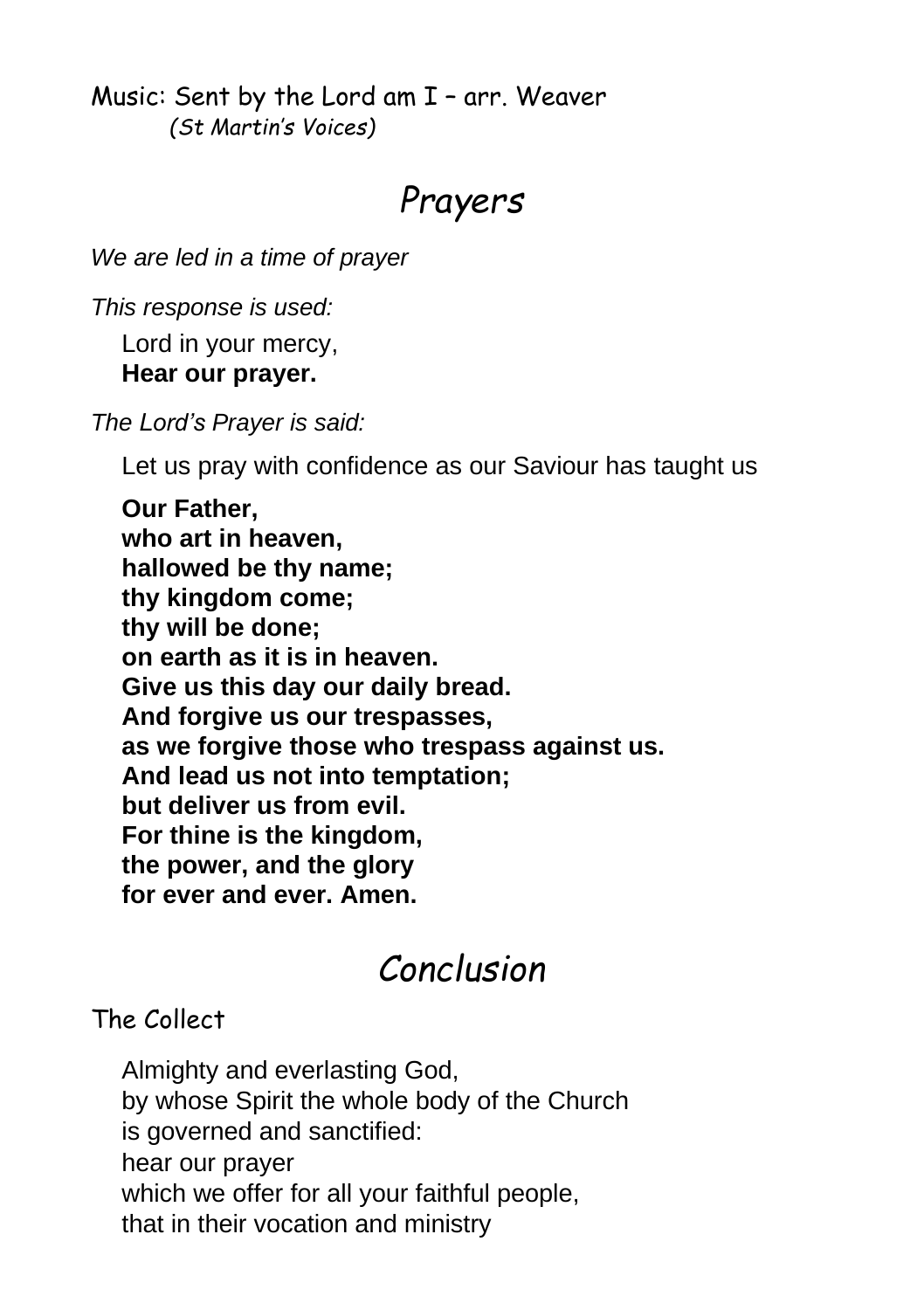Music: Sent by the Lord am I – arr. Weaver
*(St Martin's Voices)*

# *Prayers*

*We are led in a time of prayer*

*This response is used:*

Lord in your mercy,
**Hear our prayer.**

*The Lord's Prayer is said:*

Let us pray with confidence as our Saviour has taught us

**Our Father,
who art in heaven,
hallowed be thy name;
thy kingdom come;
thy will be done;
on earth as it is in heaven.
Give us this day our daily bread.
And forgive us our trespasses,
as we forgive those who trespass against us.
And lead us not into temptation;
but deliver us from evil.
For thine is the kingdom,
the power, and the glory
for ever and ever. Amen.**

# *Conclusion*

The Collect

Almighty and everlasting God,
by whose Spirit the whole body of the Church
is governed and sanctified:
hear our prayer
which we offer for all your faithful people,
that in their vocation and ministry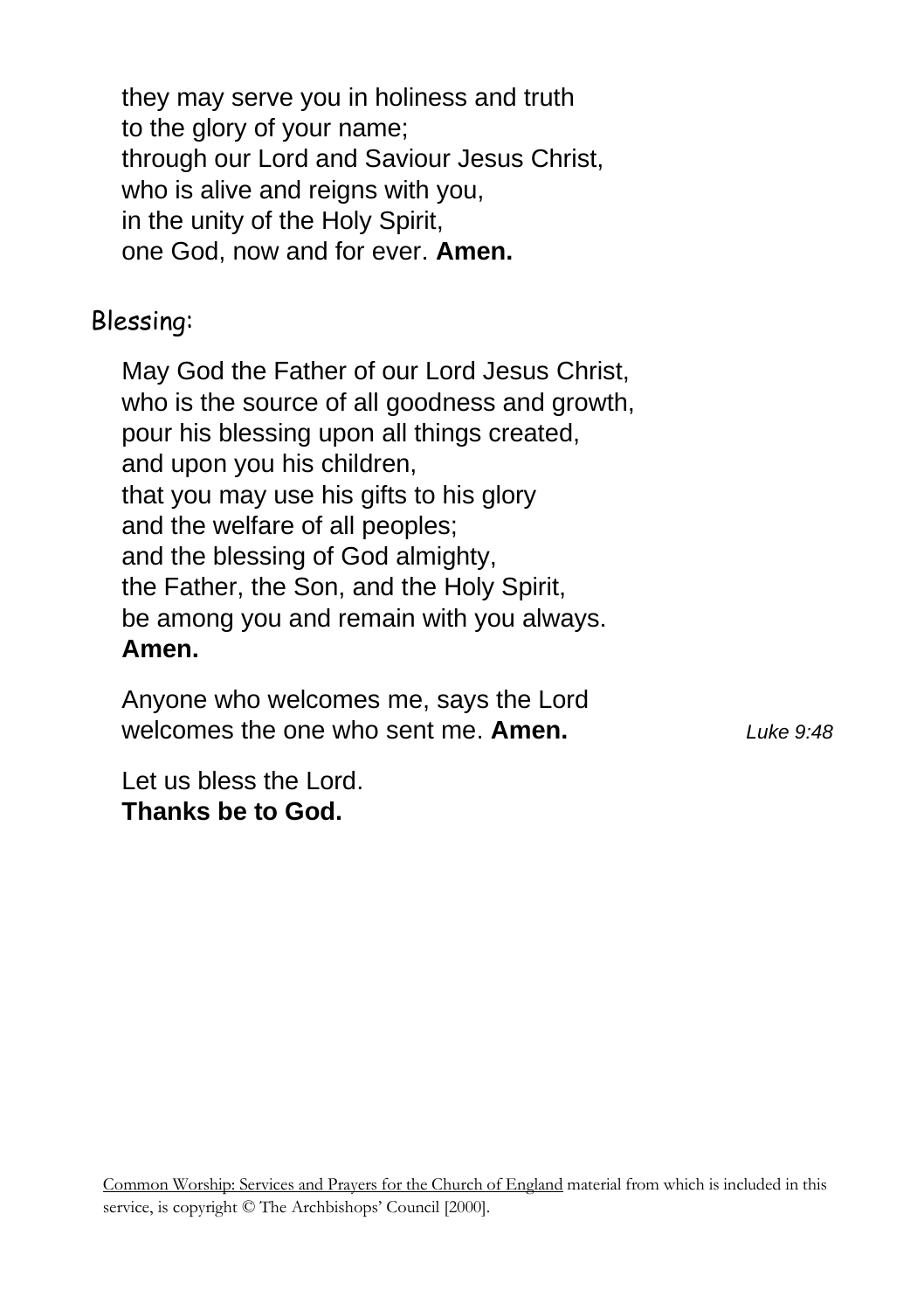they may serve you in holiness and truth
to the glory of your name;
through our Lord and Saviour Jesus Christ,
who is alive and reigns with you,
in the unity of the Holy Spirit,
one God, now and for ever. **Amen.**

## Blessing:

May God the Father of our Lord Jesus Christ,
who is the source of all goodness and growth,
pour his blessing upon all things created,
and upon you his children,
that you may use his gifts to his glory
and the welfare of all peoples;
and the blessing of God almighty,
the Father, the Son, and the Holy Spirit,
be among you and remain with you always.
**Amen.**

Anyone who welcomes me, says the Lord
welcomes the one who sent me. **Amen.** *Luke 9:48*

Let us bless the Lord.
**Thanks be to God.**

Common Worship: Services and Prayers for the Church of England material from which is included in this service, is copyright © The Archbishops' Council [2000].